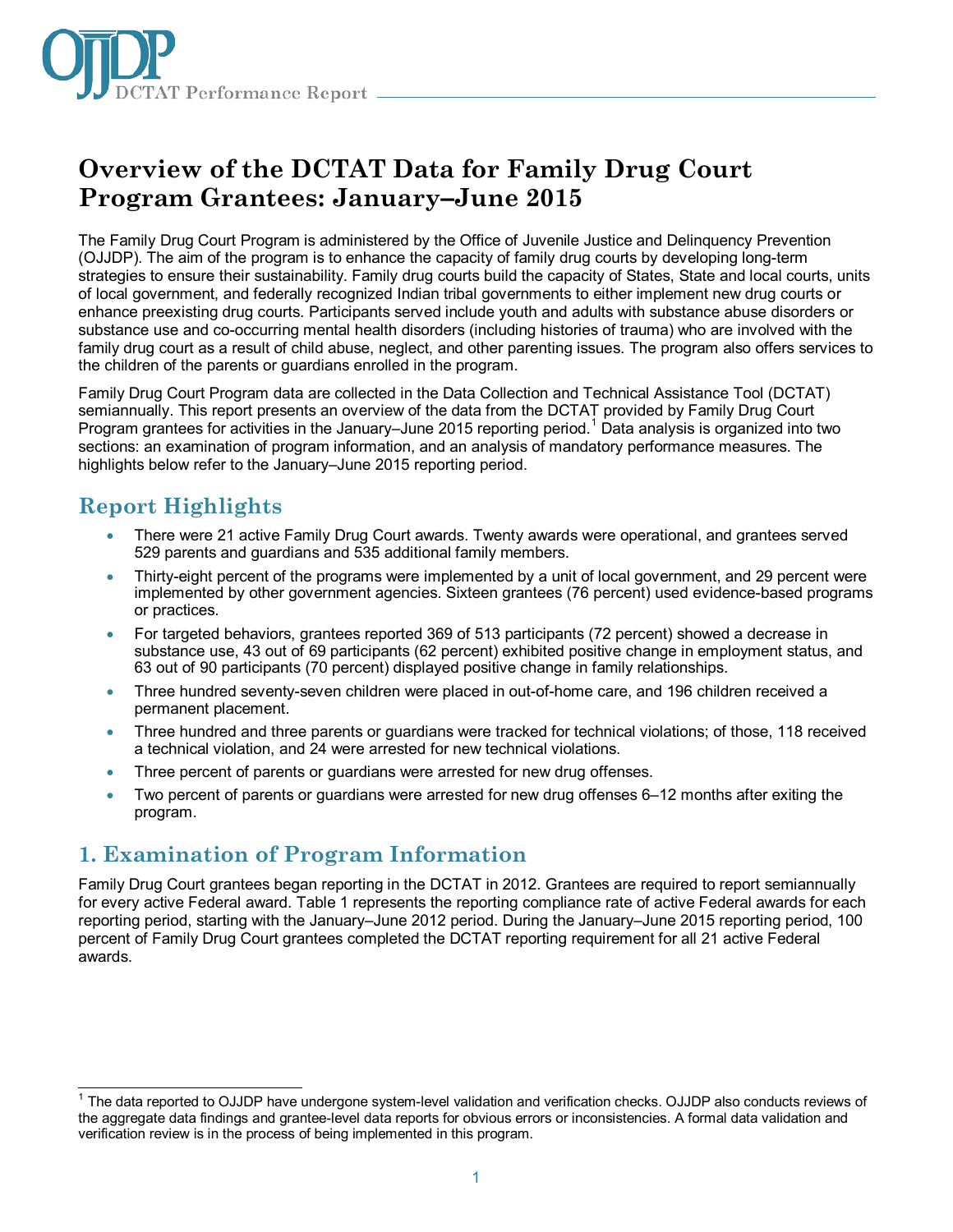# Overview of the DCTAT Data for Family Drug Court Program Grantees: January–June 2015

The Family Drug Court Program is administered by the Office of Juvenile Justice and Delinquency Prevention (OJJDP). The aim of the program is to enhance the capacity of family drug courts by developing long-term strategies to ensure their sustainability. Family drug courts build the capacity of States, State and local courts, units of local government, and federally recognized Indian tribal governments to either implement new drug courts or enhance preexisting drug courts. Participants served include youth and adults with substance abuse disorders or substance use and co-occurring mental health disorders (including histories of trauma) who are involved with the family drug court as a result of child abuse, neglect, and other parenting issues. The program also offers services to the children of the parents or guardians enrolled in the program.

Family Drug Court Program data are collected in the Data Collection and Technical Assistance Tool (DCTAT) semiannually. This report presents an overview of the data from the DCTAT provided by Family Drug Court Program grantees for activities in the January–June 2015 reporting period.[1] Data analysis is organized into two sections: an examination of program information, and an analysis of mandatory performance measures. The highlights below refer to the January–June 2015 reporting period.

## Report Highlights

- There were 21 active Family Drug Court awards. Twenty awards were operational, and grantees served 529 parents and guardians and 535 additional family members.
- Thirty-eight percent of the programs were implemented by a unit of local government, and 29 percent were implemented by other government agencies. Sixteen grantees (76 percent) used evidence-based programs or practices.
- For targeted behaviors, grantees reported 369 of 513 participants (72 percent) showed a decrease in substance use, 43 out of 69 participants (62 percent) exhibited positive change in employment status, and 63 out of 90 participants (70 percent) displayed positive change in family relationships.
- Three hundred seventy-seven children were placed in out-of-home care, and 196 children received a permanent placement.
- Three hundred and three parents or guardians were tracked for technical violations; of those, 118 received a technical violation, and 24 were arrested for new technical violations.
- Three percent of parents or guardians were arrested for new drug offenses.
- Two percent of parents or guardians were arrested for new drug offenses 6–12 months after exiting the program.

## 1. Examination of Program Information

Family Drug Court grantees began reporting in the DCTAT in 2012. Grantees are required to report semiannually for every active Federal award. Table 1 represents the reporting compliance rate of active Federal awards for each reporting period, starting with the January–June 2012 period. During the January–June 2015 reporting period, 100 percent of Family Drug Court grantees completed the DCTAT reporting requirement for all 21 active Federal awards.

---

[1] The data reported to OJJDP have undergone system-level validation and verification checks. OJJDP also conducts reviews of the aggregate data findings and grantee-level data reports for obvious errors or inconsistencies. A formal data validation and verification review is in the process of being implemented in this program.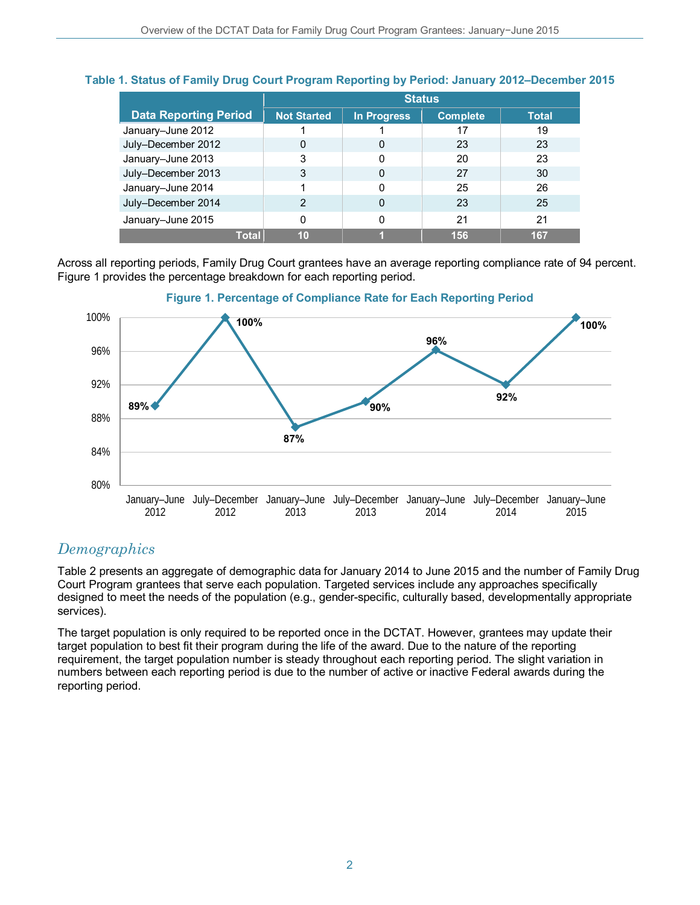**Table 1. Status of Family Drug Court Program Reporting by Period: January 2012–December 2015**

| Data Reporting Period | Status | | | |
|---|---|---|---|---|
| | Not Started | In Progress | Complete | Total |
| January–June 2012 | 1 | 1 | 17 | 19 |
| July–December 2012 | 0 | 0 | 23 | 23 |
| January–June 2013 | 3 | 0 | 20 | 23 |
| July–December 2013 | 3 | 0 | 27 | 30 |
| January–June 2014 | 1 | 0 | 25 | 26 |
| July–December 2014 | 2 | 0 | 23 | 25 |
| January–June 2015 | 0 | 0 | 21 | 21 |
| Total | 10 | 1 | 156 | 167 |

Across all reporting periods, Family Drug Court grantees have an average reporting compliance rate of 94 percent. Figure 1 provides the percentage breakdown for each reporting period.

**Figure 1. Percentage of Compliance Rate for Each Reporting Period**

| Reporting Period | Compliance Rate |
|---|---|
| January–June 2012 | 89% |
| July–December 2012 | 100% |
| January–June 2013 | 87% |
| July–December 2013 | 90% |
| January–June 2014 | 96% |
| July–December 2014 | 92% |
| January–June 2015 | 100% |

## *Demographics*

Table 2 presents an aggregate of demographic data for January 2014 to June 2015 and the number of Family Drug Court Program grantees that serve each population. Targeted services include any approaches specifically designed to meet the needs of the population (e.g., gender-specific, culturally based, developmentally appropriate services).

The target population is only required to be reported once in the DCTAT. However, grantees may update their target population to best fit their program during the life of the award. Due to the nature of the reporting requirement, the target population number is steady throughout each reporting period. The slight variation in numbers between each reporting period is due to the number of active or inactive Federal awards during the reporting period.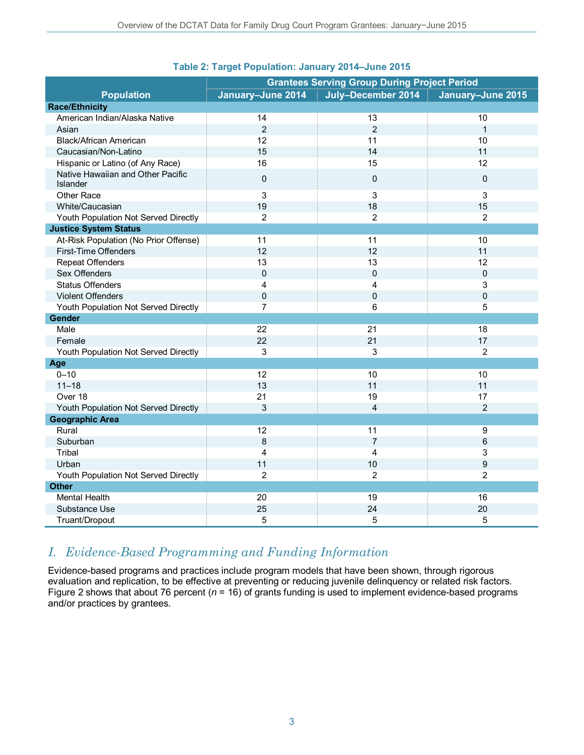**Table 2: Target Population: January 2014–June 2015**

| Population | Grantees Serving Group During Project Period | | |
|---|---|---|---|
| | January–June 2014 | July–December 2014 | January–June 2015 |
| **Race/Ethnicity** | | | |
| American Indian/Alaska Native | 14 | 13 | 10 |
| Asian | 2 | 2 | 1 |
| Black/African American | 12 | 11 | 10 |
| Caucasian/Non-Latino | 15 | 14 | 11 |
| Hispanic or Latino (of Any Race) | 16 | 15 | 12 |
| Native Hawaiian and Other Pacific Islander | 0 | 0 | 0 |
| Other Race | 3 | 3 | 3 |
| White/Caucasian | 19 | 18 | 15 |
| Youth Population Not Served Directly | 2 | 2 | 2 |
| **Justice System Status** | | | |
| At-Risk Population (No Prior Offense) | 11 | 11 | 10 |
| First-Time Offenders | 12 | 12 | 11 |
| Repeat Offenders | 13 | 13 | 12 |
| Sex Offenders | 0 | 0 | 0 |
| Status Offenders | 4 | 4 | 3 |
| Violent Offenders | 0 | 0 | 0 |
| Youth Population Not Served Directly | 7 | 6 | 5 |
| **Gender** | | | |
| Male | 22 | 21 | 18 |
| Female | 22 | 21 | 17 |
| Youth Population Not Served Directly | 3 | 3 | 2 |
| **Age** | | | |
| 0–10 | 12 | 10 | 10 |
| 11–18 | 13 | 11 | 11 |
| Over 18 | 21 | 19 | 17 |
| Youth Population Not Served Directly | 3 | 4 | 2 |
| **Geographic Area** | | | |
| Rural | 12 | 11 | 9 |
| Suburban | 8 | 7 | 6 |
| Tribal | 4 | 4 | 3 |
| Urban | 11 | 10 | 9 |
| Youth Population Not Served Directly | 2 | 2 | 2 |
| **Other** | | | |
| Mental Health | 20 | 19 | 16 |
| Substance Use | 25 | 24 | 20 |
| Truant/Dropout | 5 | 5 | 5 |

## I. *Evidence-Based Programming and Funding Information*

Evidence-based programs and practices include program models that have been shown, through rigorous evaluation and replication, to be effective at preventing or reducing juvenile delinquency or related risk factors. Figure 2 shows that about 76 percent ($n$ = 16) of grants funding is used to implement evidence-based programs and/or practices by grantees.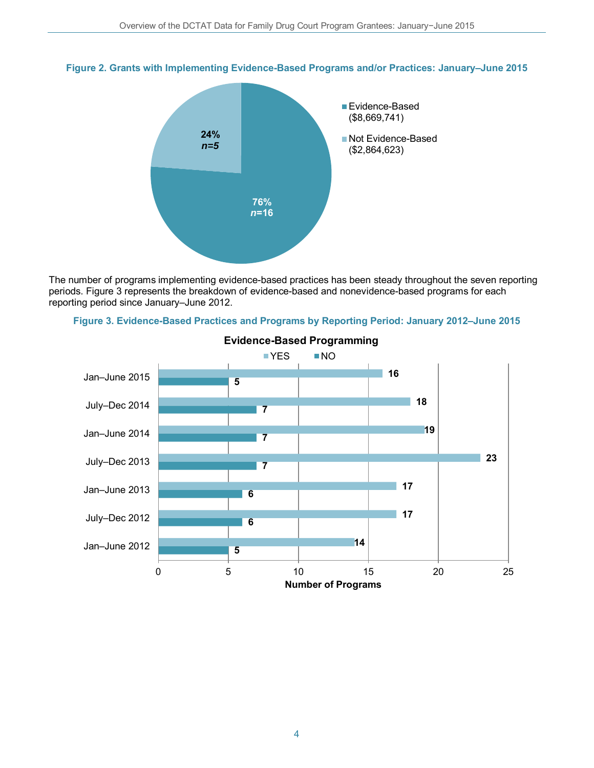**Figure 2. Grants with Implementing Evidence-Based Programs and/or Practices: January–June 2015**

| Category | Percent | n | Amount |
| --- | --- | --- | --- |
| Evidence-Based | 76% | *n*=16 | ($8,669,741) |
| Not Evidence-Based | 24% | *n*=5 | ($2,864,623) |

The number of programs implementing evidence-based practices has been steady throughout the seven reporting periods. Figure 3 represents the breakdown of evidence-based and nonevidence-based programs for each reporting period since January–June 2012.

**Figure 3. Evidence-Based Practices and Programs by Reporting Period: January 2012–June 2015**

**Evidence-Based Programming**

| Reporting Period | YES | NO |
| --- | --- | --- |
| Jan–June 2015 | 16 | 5 |
| July–Dec 2014 | 18 | 7 |
| Jan–June 2014 | 19 | 7 |
| July–Dec 2013 | 23 | 7 |
| Jan–June 2013 | 17 | 6 |
| July–Dec 2012 | 17 | 6 |
| Jan–June 2012 | 14 | 5 |

Number of Programs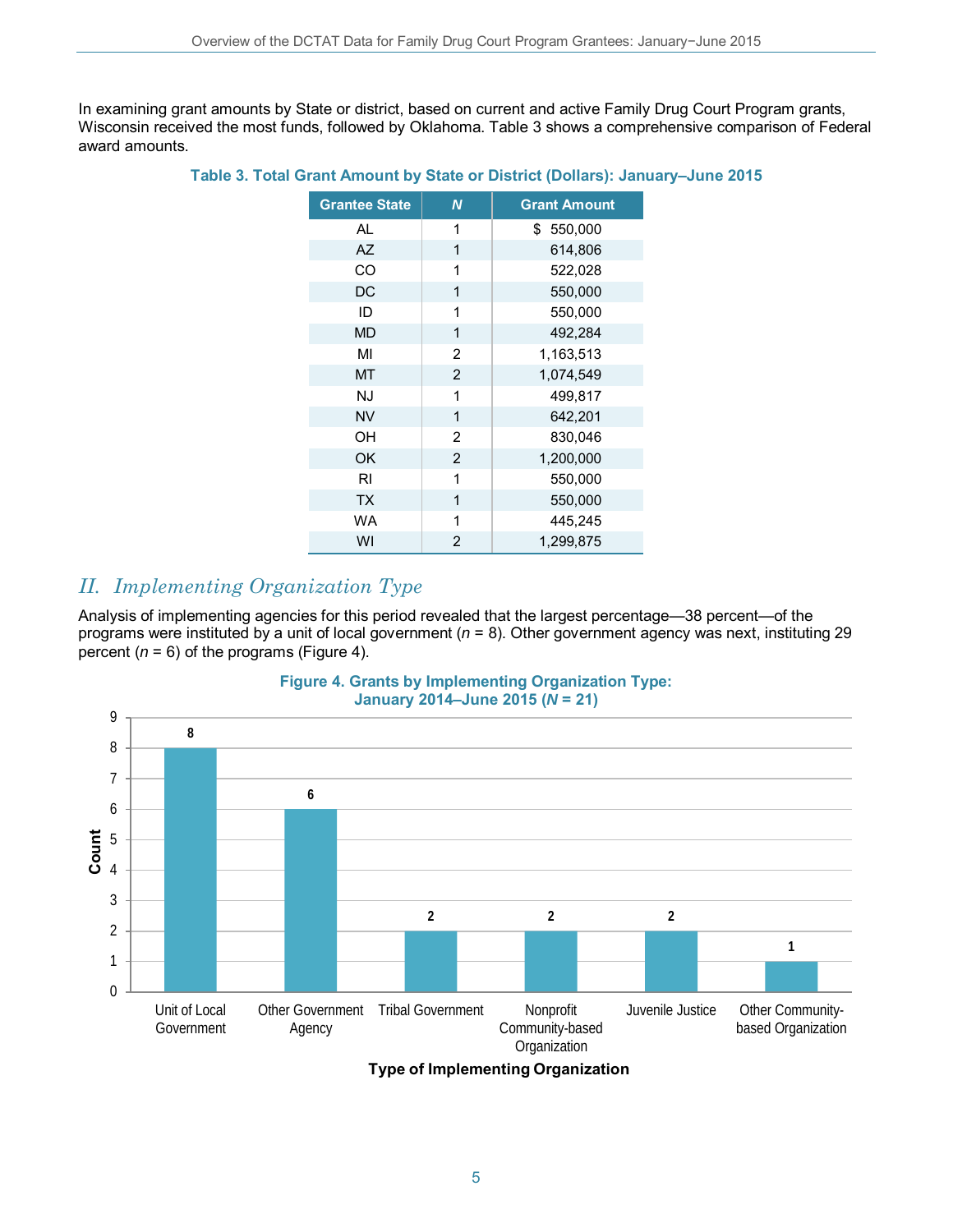In examining grant amounts by State or district, based on current and active Family Drug Court Program grants, Wisconsin received the most funds, followed by Oklahoma. Table 3 shows a comprehensive comparison of Federal award amounts.

**Table 3. Total Grant Amount by State or District (Dollars): January–June 2015**

| Grantee State | *N* | Grant Amount |
|---|---|---|
| AL | 1 | $ 550,000 |
| AZ | 1 | 614,806 |
| CO | 1 | 522,028 |
| DC | 1 | 550,000 |
| ID | 1 | 550,000 |
| MD | 1 | 492,284 |
| MI | 2 | 1,163,513 |
| MT | 2 | 1,074,549 |
| NJ | 1 | 499,817 |
| NV | 1 | 642,201 |
| OH | 2 | 830,046 |
| OK | 2 | 1,200,000 |
| RI | 1 | 550,000 |
| TX | 1 | 550,000 |
| WA | 1 | 445,245 |
| WI | 2 | 1,299,875 |

## *II. Implementing Organization Type*

Analysis of implementing agencies for this period revealed that the largest percentage—38 percent—of the programs were instituted by a unit of local government (*n* = 8). Other government agency was next, instituting 29 percent (*n* = 6) of the programs (Figure 4).

**Figure 4. Grants by Implementing Organization Type: January 2014–June 2015 (*N* = 21)**

| Type of Implementing Organization | Count |
|---|---|
| Unit of Local Government | 8 |
| Other Government Agency | 6 |
| Tribal Government | 2 |
| Nonprofit Community-based Organization | 2 |
| Juvenile Justice | 2 |
| Other Community-based Organization | 1 |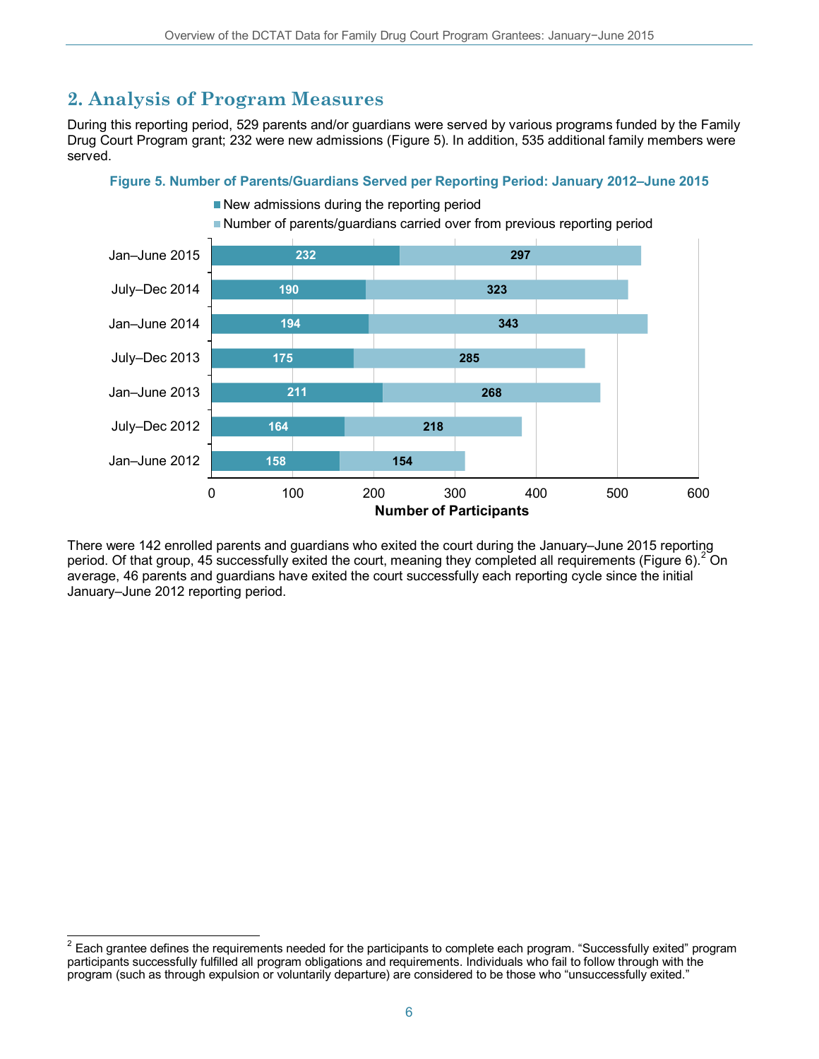## 2. Analysis of Program Measures

During this reporting period, 529 parents and/or guardians were served by various programs funded by the Family Drug Court Program grant; 232 were new admissions (Figure 5). In addition, 535 additional family members were served.

**Figure 5. Number of Parents/Guardians Served per Reporting Period: January 2012–June 2015**

| Reporting Period | New admissions during the reporting period | Number of parents/guardians carried over from previous reporting period |
|---|---|---|
| Jan–June 2015 | 232 | 297 |
| July–Dec 2014 | 190 | 323 |
| Jan–June 2014 | 194 | 343 |
| July–Dec 2013 | 175 | 285 |
| Jan–June 2013 | 211 | 268 |
| July–Dec 2012 | 164 | 218 |
| Jan–June 2012 | 158 | 154 |

Number of Participants

There were 142 enrolled parents and guardians who exited the court during the January–June 2015 reporting period. Of that group, 45 successfully exited the court, meaning they completed all requirements (Figure 6).[2] On average, 46 parents and guardians have exited the court successfully each reporting cycle since the initial January–June 2012 reporting period.

[2] Each grantee defines the requirements needed for the participants to complete each program. "Successfully exited" program participants successfully fulfilled all program obligations and requirements. Individuals who fail to follow through with the program (such as through expulsion or voluntarily departure) are considered to be those who "unsuccessfully exited."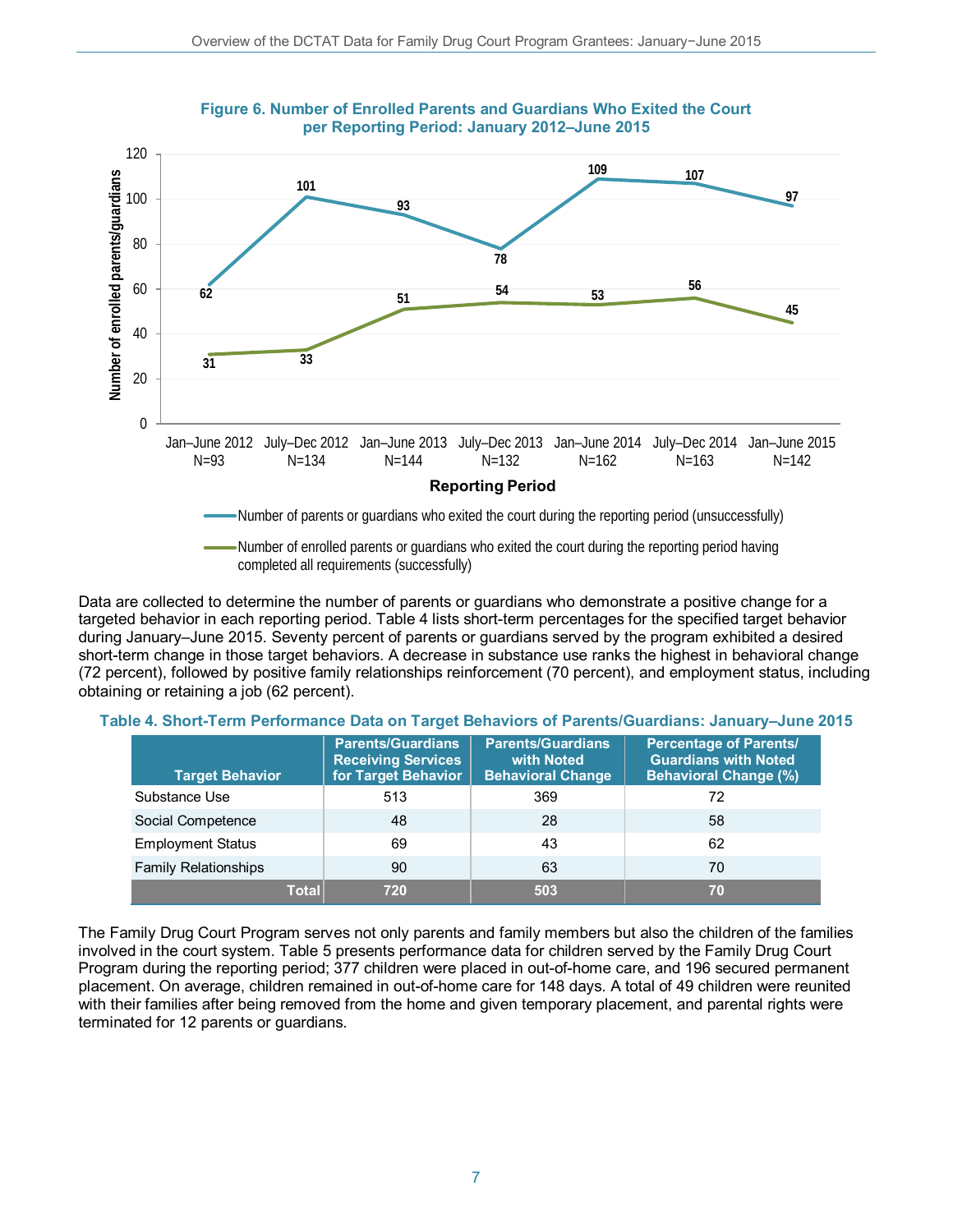**Figure 6. Number of Enrolled Parents and Guardians Who Exited the Court per Reporting Period: January 2012–June 2015**

| Reporting Period | Number of parents or guardians who exited the court during the reporting period (unsuccessfully) | Number of enrolled parents or guardians who exited the court during the reporting period having completed all requirements (successfully) |
|---|---|---|
| Jan–June 2012 N=93 | 62 | 31 |
| July–Dec 2012 N=134 | 101 | 33 |
| Jan–June 2013 N=144 | 93 | 51 |
| July–Dec 2013 N=132 | 78 | 54 |
| Jan–June 2014 N=162 | 109 | 53 |
| July–Dec 2014 N=163 | 107 | 56 |
| Jan–June 2015 N=142 | 97 | 45 |

Data are collected to determine the number of parents or guardians who demonstrate a positive change for a targeted behavior in each reporting period. Table 4 lists short-term percentages for the specified target behavior during January–June 2015. Seventy percent of parents or guardians served by the program exhibited a desired short-term change in those target behaviors. A decrease in substance use ranks the highest in behavioral change (72 percent), followed by positive family relationships reinforcement (70 percent), and employment status, including obtaining or retaining a job (62 percent).

**Table 4. Short-Term Performance Data on Target Behaviors of Parents/Guardians: January–June 2015**

| Target Behavior | Parents/Guardians Receiving Services for Target Behavior | Parents/Guardians with Noted Behavioral Change | Percentage of Parents/ Guardians with Noted Behavioral Change (%) |
|---|---|---|---|
| Substance Use | 513 | 369 | 72 |
| Social Competence | 48 | 28 | 58 |
| Employment Status | 69 | 43 | 62 |
| Family Relationships | 90 | 63 | 70 |
| **Total** | **720** | **503** | **70** |

The Family Drug Court Program serves not only parents and family members but also the children of the families involved in the court system. Table 5 presents performance data for children served by the Family Drug Court Program during the reporting period; 377 children were placed in out-of-home care, and 196 secured permanent placement. On average, children remained in out-of-home care for 148 days. A total of 49 children were reunited with their families after being removed from the home and given temporary placement, and parental rights were terminated for 12 parents or guardians.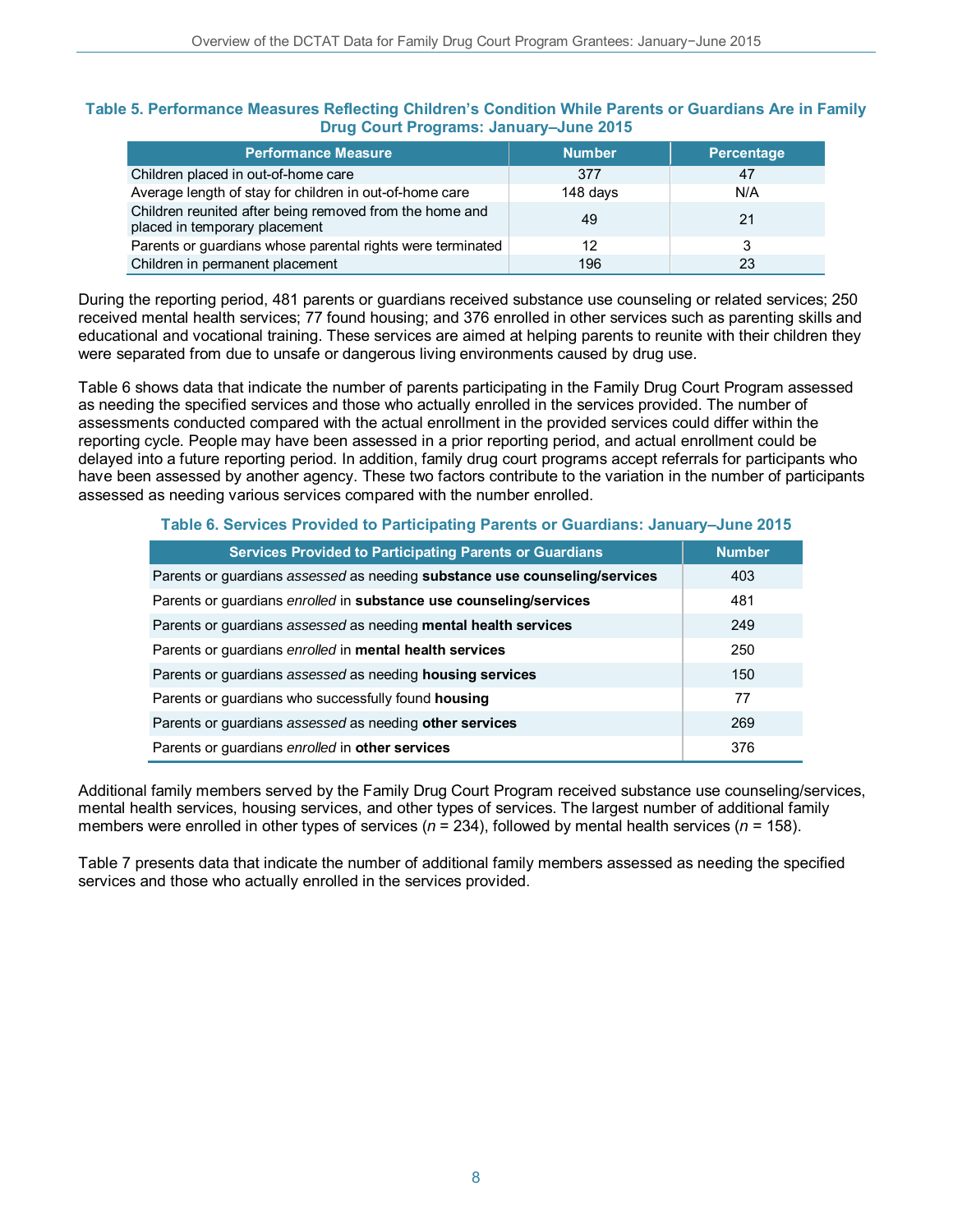**Table 5. Performance Measures Reflecting Children's Condition While Parents or Guardians Are in Family Drug Court Programs: January–June 2015**

| Performance Measure | Number | Percentage |
|---|---|---|
| Children placed in out-of-home care | 377 | 47 |
| Average length of stay for children in out-of-home care | 148 days | N/A |
| Children reunited after being removed from the home and placed in temporary placement | 49 | 21 |
| Parents or guardians whose parental rights were terminated | 12 | 3 |
| Children in permanent placement | 196 | 23 |

During the reporting period, 481 parents or guardians received substance use counseling or related services; 250 received mental health services; 77 found housing; and 376 enrolled in other services such as parenting skills and educational and vocational training. These services are aimed at helping parents to reunite with their children they were separated from due to unsafe or dangerous living environments caused by drug use.

Table 6 shows data that indicate the number of parents participating in the Family Drug Court Program assessed as needing the specified services and those who actually enrolled in the services provided. The number of assessments conducted compared with the actual enrollment in the provided services could differ within the reporting cycle. People may have been assessed in a prior reporting period, and actual enrollment could be delayed into a future reporting period. In addition, family drug court programs accept referrals for participants who have been assessed by another agency. These two factors contribute to the variation in the number of participants assessed as needing various services compared with the number enrolled.

**Table 6. Services Provided to Participating Parents or Guardians: January–June 2015**

| Services Provided to Participating Parents or Guardians | Number |
|---|---|
| Parents or guardians *assessed* as needing **substance use counseling/services** | 403 |
| Parents or guardians *enrolled* in **substance use counseling/services** | 481 |
| Parents or guardians *assessed* as needing **mental health services** | 249 |
| Parents or guardians *enrolled* in **mental health services** | 250 |
| Parents or guardians *assessed* as needing **housing services** | 150 |
| Parents or guardians who successfully found **housing** | 77 |
| Parents or guardians *assessed* as needing **other services** | 269 |
| Parents or guardians *enrolled* in **other services** | 376 |

Additional family members served by the Family Drug Court Program received substance use counseling/services, mental health services, housing services, and other types of services. The largest number of additional family members were enrolled in other types of services ($n$ = 234), followed by mental health services ($n$ = 158).

Table 7 presents data that indicate the number of additional family members assessed as needing the specified services and those who actually enrolled in the services provided.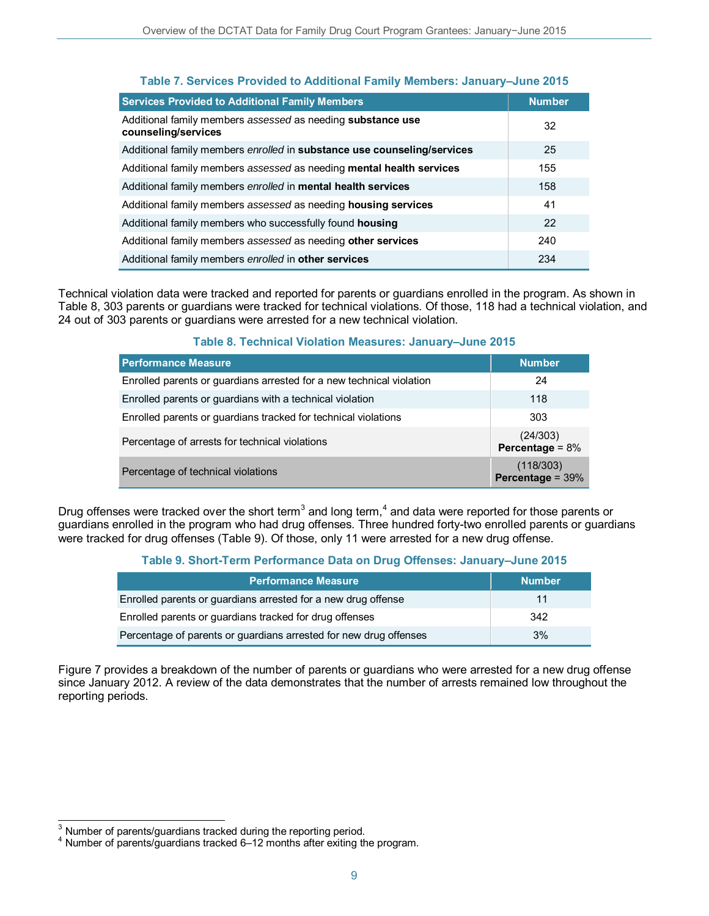**Table 7. Services Provided to Additional Family Members: January–June 2015**

| Services Provided to Additional Family Members | Number |
|---|---|
| Additional family members *assessed* as needing **substance use counseling/services** | 32 |
| Additional family members *enrolled* in **substance use counseling/services** | 25 |
| Additional family members *assessed* as needing **mental health services** | 155 |
| Additional family members *enrolled* in **mental health services** | 158 |
| Additional family members *assessed* as needing **housing services** | 41 |
| Additional family members who successfully found **housing** | 22 |
| Additional family members *assessed* as needing **other services** | 240 |
| Additional family members *enrolled* in **other services** | 234 |

Technical violation data were tracked and reported for parents or guardians enrolled in the program. As shown in Table 8, 303 parents or guardians were tracked for technical violations. Of those, 118 had a technical violation, and 24 out of 303 parents or guardians were arrested for a new technical violation.

**Table 8. Technical Violation Measures: January–June 2015**

| Performance Measure | Number |
|---|---|
| Enrolled parents or guardians arrested for a new technical violation | 24 |
| Enrolled parents or guardians with a technical violation | 118 |
| Enrolled parents or guardians tracked for technical violations | 303 |
| Percentage of arrests for technical violations | (24/303) **Percentage** = 8% |
| Percentage of technical violations | (118/303) **Percentage** = 39% |

Drug offenses were tracked over the short term[3] and long term,[4] and data were reported for those parents or guardians enrolled in the program who had drug offenses. Three hundred forty-two enrolled parents or guardians were tracked for drug offenses (Table 9). Of those, only 11 were arrested for a new drug offense.

**Table 9. Short-Term Performance Data on Drug Offenses: January–June 2015**

| Performance Measure | Number |
|---|---|
| Enrolled parents or guardians arrested for a new drug offense | 11 |
| Enrolled parents or guardians tracked for drug offenses | 342 |
| Percentage of parents or guardians arrested for new drug offenses | 3% |

Figure 7 provides a breakdown of the number of parents or guardians who were arrested for a new drug offense since January 2012. A review of the data demonstrates that the number of arrests remained low throughout the reporting periods.

[3] Number of parents/guardians tracked during the reporting period.
[4] Number of parents/guardians tracked 6–12 months after exiting the program.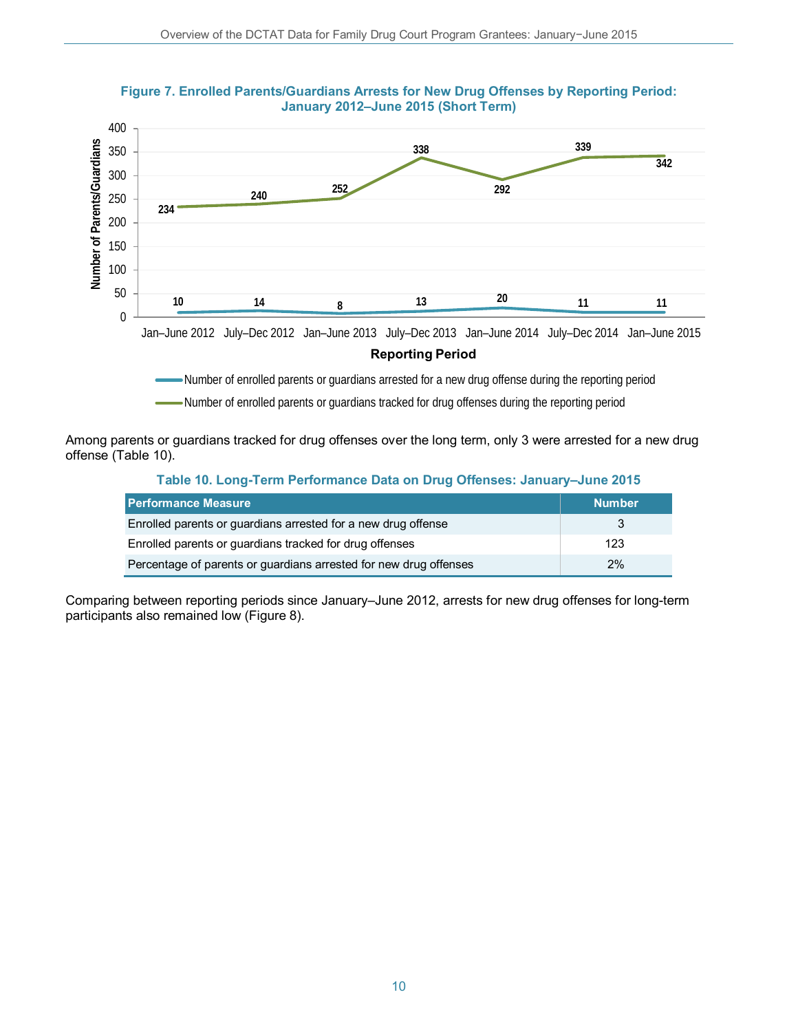**Figure 7. Enrolled Parents/Guardians Arrests for New Drug Offenses by Reporting Period: January 2012–June 2015 (Short Term)**

| Reporting Period | Number of enrolled parents or guardians arrested for a new drug offense during the reporting period | Number of enrolled parents or guardians tracked for drug offenses during the reporting period |
|---|---|---|
| Jan–June 2012 | 10 | 234 |
| July–Dec 2012 | 14 | 240 |
| Jan–June 2013 | 8 | 252 |
| July–Dec 2013 | 13 | 338 |
| Jan–June 2014 | 20 | 292 |
| July–Dec 2014 | 11 | 339 |
| Jan–June 2015 | 11 | 342 |

Among parents or guardians tracked for drug offenses over the long term, only 3 were arrested for a new drug offense (Table 10).

**Table 10. Long-Term Performance Data on Drug Offenses: January–June 2015**

| Performance Measure | Number |
|---|---|
| Enrolled parents or guardians arrested for a new drug offense | 3 |
| Enrolled parents or guardians tracked for drug offenses | 123 |
| Percentage of parents or guardians arrested for new drug offenses | 2% |

Comparing between reporting periods since January–June 2012, arrests for new drug offenses for long-term participants also remained low (Figure 8).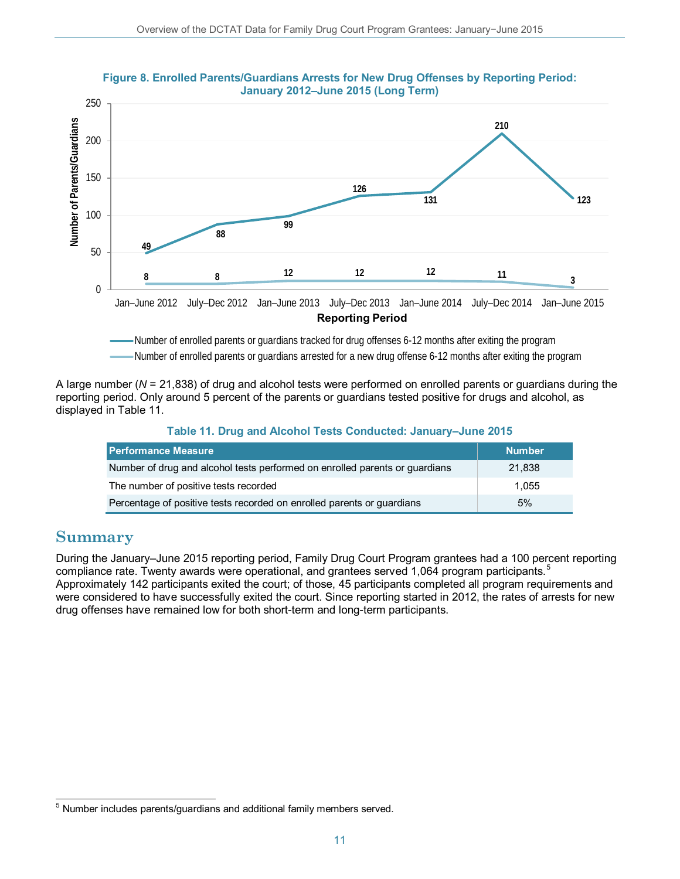**Figure 8. Enrolled Parents/Guardians Arrests for New Drug Offenses by Reporting Period: January 2012–June 2015 (Long Term)**

Number of Parents/Guardians

250
200
150
100
50
0

49, 88, 99, 126, 131, 210, 123

8, 8, 12, 12, 12, 11, 3

Jan–June 2012 July–Dec 2012 Jan–June 2013 July–Dec 2013 Jan–June 2014 July–Dec 2014 Jan–June 2015

Reporting Period

Number of enrolled parents or guardians tracked for drug offenses 6-12 months after exiting the program

Number of enrolled parents or guardians arrested for a new drug offense 6-12 months after exiting the program

A large number (*N* = 21,838) of drug and alcohol tests were performed on enrolled parents or guardians during the reporting period. Only around 5 percent of the parents or guardians tested positive for drugs and alcohol, as displayed in Table 11.

**Table 11. Drug and Alcohol Tests Conducted: January–June 2015**

| Performance Measure | Number |
|---|---|
| Number of drug and alcohol tests performed on enrolled parents or guardians | 21,838 |
| The number of positive tests recorded | 1,055 |
| Percentage of positive tests recorded on enrolled parents or guardians | 5% |

## Summary

During the January–June 2015 reporting period, Family Drug Court Program grantees had a 100 percent reporting compliance rate. Twenty awards were operational, and grantees served 1,064 program participants.[5] Approximately 142 participants exited the court; of those, 45 participants completed all program requirements and were considered to have successfully exited the court. Since reporting started in 2012, the rates of arrests for new drug offenses have remained low for both short-term and long-term participants.

[5] Number includes parents/guardians and additional family members served.